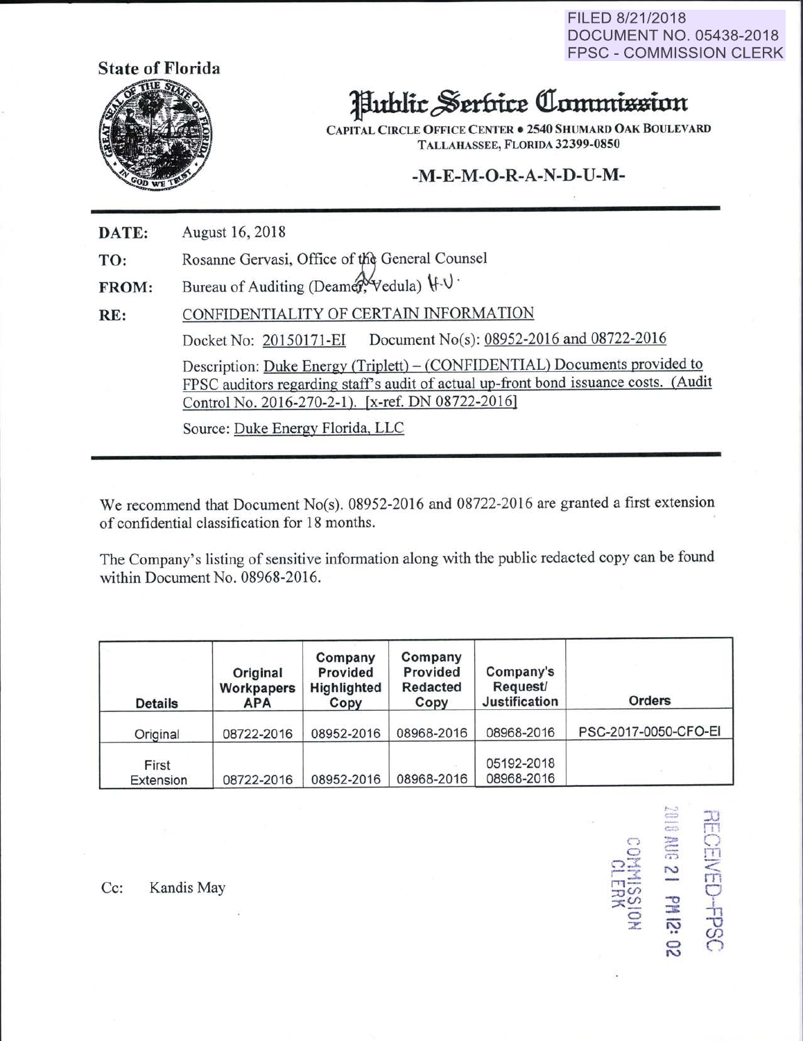FILED 8/21/2018
DOCUMENT NO. 05438-2018
FPSC - COMMISSION CLERK

State of Florida

# Public Service Commission

CAPITAL CIRCLE OFFICE CENTER • 2540 SHUMARD OAK BOULEVARD
TALLAHASSEE, FLORIDA 32399-0850

**-M-E-M-O-R-A-N-D-U-M-**

**DATE:** August 16, 2018

**TO:** Rosanne Gervasi, Office of the General Counsel

**FROM:** Bureau of Auditing (Deamer, Vedula) H.V.

**RE:** CONFIDENTIALITY OF CERTAIN INFORMATION

Docket No: 20150171-EI Document No(s): 08952-2016 and 08722-2016

Description: Duke Energy (Triplett) – (CONFIDENTIAL) Documents provided to FPSC auditors regarding staff's audit of actual up-front bond issuance costs. (Audit Control No. 2016-270-2-1). [x-ref. DN 08722-2016]

Source: Duke Energy Florida, LLC

We recommend that Document No(s). 08952-2016 and 08722-2016 are granted a first extension of confidential classification for 18 months.

The Company's listing of sensitive information along with the public redacted copy can be found within Document No. 08968-2016.

| Details | Original Workpapers APA | Company Provided Highlighted Copy | Company Provided Redacted Copy | Company's Request/ Justification | Orders |
|---|---|---|---|---|---|
| Original | 08722-2016 | 08952-2016 | 08968-2016 | 08968-2016 | PSC-2017-0050-CFO-EI |
| First Extension | 08722-2016 | 08952-2016 | 08968-2016 | 05192-2018<br>08968-2016 | |

RECEIVED-FPSC
2018 AUG 21 PM 12:02
COMMISSION CLERK

Cc: Kandis May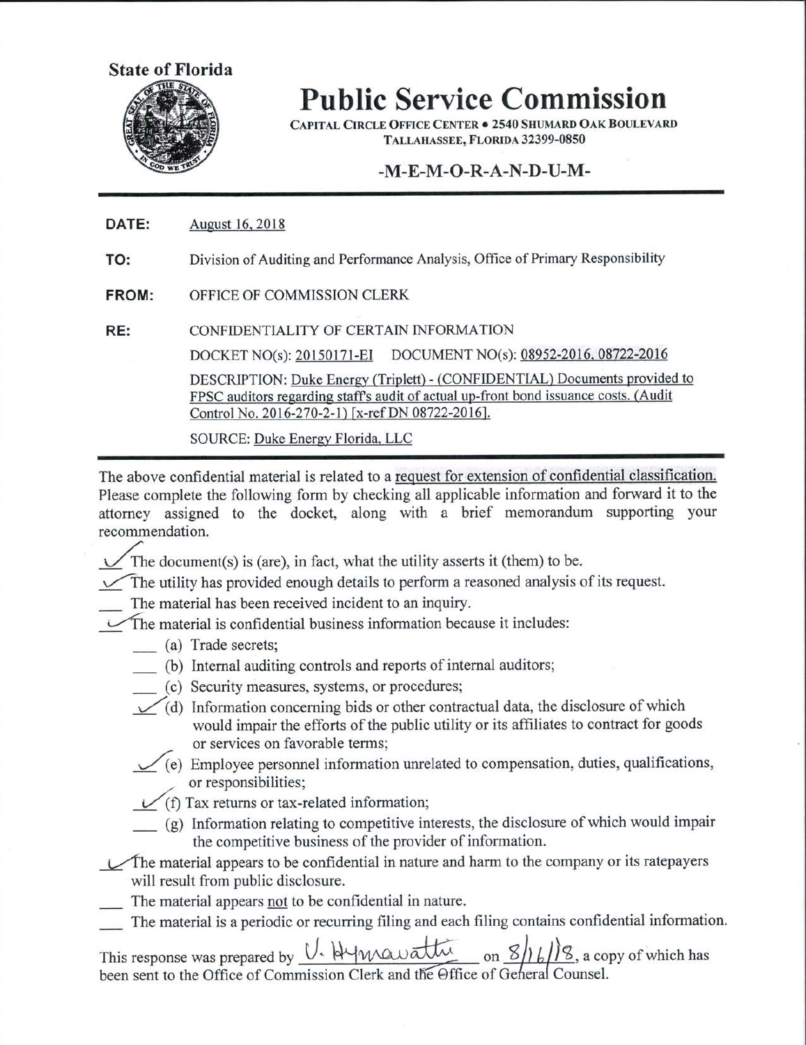State of Florida

# Public Service Commission

CAPITAL CIRCLE OFFICE CENTER • 2540 SHUMARD OAK BOULEVARD
TALLAHASSEE, FLORIDA 32399-0850

## -M-E-M-O-R-A-N-D-U-M-

**DATE:** August 16, 2018

**TO:** Division of Auditing and Performance Analysis, Office of Primary Responsibility

**FROM:** OFFICE OF COMMISSION CLERK

**RE:** CONFIDENTIALITY OF CERTAIN INFORMATION

DOCKET NO(s): 20150171-EI DOCUMENT NO(s): 08952-2016, 08722-2016

DESCRIPTION: Duke Energy (Triplett) - (CONFIDENTIAL) Documents provided to FPSC auditors regarding staff's audit of actual up-front bond issuance costs. (Audit Control No. 2016-270-2-1) [x-ref DN 08722-2016].

SOURCE: Duke Energy Florida, LLC

The above confidential material is related to a request for extension of confidential classification. Please complete the following form by checking all applicable information and forward it to the attorney assigned to the docket, along with a brief memorandum supporting your recommendation.

✓ The document(s) is (are), in fact, what the utility asserts it (them) to be.

✓ The utility has provided enough details to perform a reasoned analysis of its request.

___ The material has been received incident to an inquiry.

✓ The material is confidential business information because it includes:

- ___ (a) Trade secrets;
- ___ (b) Internal auditing controls and reports of internal auditors;
- ___ (c) Security measures, systems, or procedures;
- ✓ (d) Information concerning bids or other contractual data, the disclosure of which would impair the efforts of the public utility or its affiliates to contract for goods or services on favorable terms;
- ✓ (e) Employee personnel information unrelated to compensation, duties, qualifications, or responsibilities;
- ✓ (f) Tax returns or tax-related information;
- ___ (g) Information relating to competitive interests, the disclosure of which would impair the competitive business of the provider of information.

✓ The material appears to be confidential in nature and harm to the company or its ratepayers will result from public disclosure.

___ The material appears not to be confidential in nature.

___ The material is a periodic or recurring filing and each filing contains confidential information.

This response was prepared by V. Hymavathi on 8/16/18, a copy of which has been sent to the Office of Commission Clerk and the Office of General Counsel.